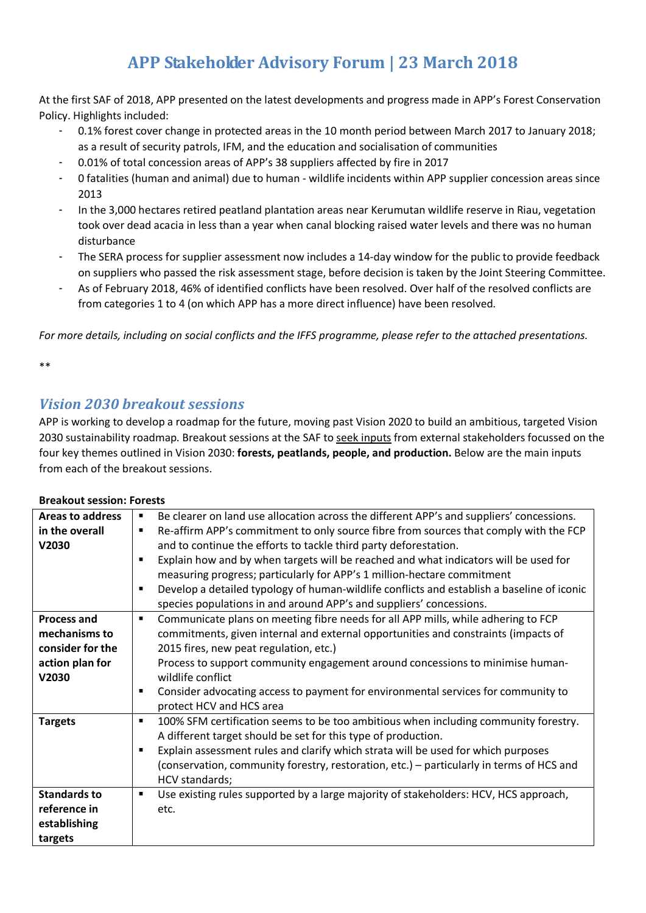# APP Stakeholder Advisory Forum | 23 March 2018

At the first SAF of 2018, APP presented on the latest developments and progress made in APP's Forest Conservation Policy. Highlights included:

- 0.1% forest cover change in protected areas in the 10 month period between March 2017 to January 2018; as a result of security patrols, IFM, and the education and socialisation of communities
- 0.01% of total concession areas of APP's 38 suppliers affected by fire in 2017
- 0 fatalities (human and animal) due to human - wildlife incidents within APP supplier concession areas since 2013
- In the 3,000 hectares retired peatland plantation areas near Kerumutan wildlife reserve in Riau, vegetation took over dead acacia in less than a year when canal blocking raised water levels and there was no human disturbance
- The SERA process for supplier assessment now includes a 14-day window for the public to provide feedback on suppliers who passed the risk assessment stage, before decision is taken by the Joint Steering Committee.
- As of February 2018, 46% of identified conflicts have been resolved. Over half of the resolved conflicts are from categories 1 to 4 (on which APP has a more direct influence) have been resolved.

*For more details, including on social conflicts and the IFFS programme, please refer to the attached presentations.*

**

## *Vision 2030 breakout sessions*

APP is working to develop a roadmap for the future, moving past Vision 2020 to build an ambitious, targeted Vision 2030 sustainability roadmap. Breakout sessions at the SAF to seek inputs from external stakeholders focussed on the four key themes outlined in Vision 2030: **forests, peatlands, people, and production.** Below are the main inputs from each of the breakout sessions.

**Breakout session: Forests**

| | |
|---|---|
| **Areas to address in the overall V2030** | ▪ Be clearer on land use allocation across the different APP's and suppliers' concessions.<br>▪ Re-affirm APP's commitment to only source fibre from sources that comply with the FCP and to continue the efforts to tackle third party deforestation.<br>▪ Explain how and by when targets will be reached and what indicators will be used for measuring progress; particularly for APP's 1 million-hectare commitment<br>▪ Develop a detailed typology of human-wildlife conflicts and establish a baseline of iconic species populations in and around APP's and suppliers' concessions. |
| **Process and mechanisms to consider for the action plan for V2030** | ▪ Communicate plans on meeting fibre needs for all APP mills, while adhering to FCP commitments, given internal and external opportunities and constraints (impacts of 2015 fires, new peat regulation, etc.)<br>Process to support community engagement around concessions to minimise human-wildlife conflict<br>▪ Consider advocating access to payment for environmental services for community to protect HCV and HCS area |
| **Targets** | ▪ 100% SFM certification seems to be too ambitious when including community forestry. A different target should be set for this type of production.<br>▪ Explain assessment rules and clarify which strata will be used for which purposes (conservation, community forestry, restoration, etc.) – particularly in terms of HCS and HCV standards; |
| **Standards to reference in establishing targets** | ▪ Use existing rules supported by a large majority of stakeholders: HCV, HCS approach, etc. |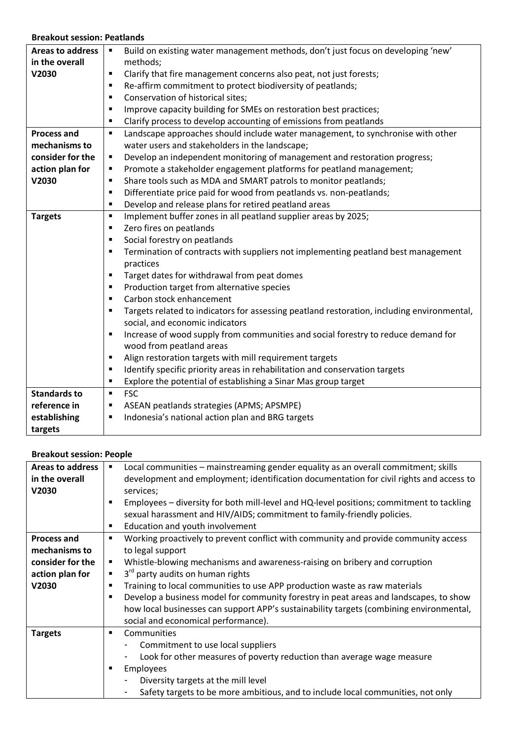**Breakout session: Peatlands**

| | |
|---|---|
| **Areas to address in the overall V2030** | ▪ Build on existing water management methods, don't just focus on developing 'new' methods;<br>▪ Clarify that fire management concerns also peat, not just forests;<br>▪ Re-affirm commitment to protect biodiversity of peatlands;<br>▪ Conservation of historical sites;<br>▪ Improve capacity building for SMEs on restoration best practices;<br>▪ Clarify process to develop accounting of emissions from peatlands |
| **Process and mechanisms to consider for the action plan for V2030** | ▪ Landscape approaches should include water management, to synchronise with other water users and stakeholders in the landscape;<br>▪ Develop an independent monitoring of management and restoration progress;<br>▪ Promote a stakeholder engagement platforms for peatland management;<br>▪ Share tools such as MDA and SMART patrols to monitor peatlands;<br>▪ Differentiate price paid for wood from peatlands vs. non-peatlands;<br>▪ Develop and release plans for retired peatland areas |
| **Targets** | ▪ Implement buffer zones in all peatland supplier areas by 2025;<br>▪ Zero fires on peatlands<br>▪ Social forestry on peatlands<br>▪ Termination of contracts with suppliers not implementing peatland best management practices<br>▪ Target dates for withdrawal from peat domes<br>▪ Production target from alternative species<br>▪ Carbon stock enhancement<br>▪ Targets related to indicators for assessing peatland restoration, including environmental, social, and economic indicators<br>▪ Increase of wood supply from communities and social forestry to reduce demand for wood from peatland areas<br>▪ Align restoration targets with mill requirement targets<br>▪ Identify specific priority areas in rehabilitation and conservation targets<br>▪ Explore the potential of establishing a Sinar Mas group target |
| **Standards to reference in establishing targets** | ▪ FSC<br>▪ ASEAN peatlands strategies (APMS; APSMPE)<br>▪ Indonesia's national action plan and BRG targets |

**Breakout session: People**

| | |
|---|---|
| **Areas to address in the overall V2030** | ▪ Local communities – mainstreaming gender equality as an overall commitment; skills development and employment; identification documentation for civil rights and access to services;<br>▪ Employees – diversity for both mill-level and HQ-level positions; commitment to tackling sexual harassment and HIV/AIDS; commitment to family-friendly policies.<br>▪ Education and youth involvement |
| **Process and mechanisms to consider for the action plan for V2030** | ▪ Working proactively to prevent conflict with community and provide community access to legal support<br>▪ Whistle-blowing mechanisms and awareness-raising on bribery and corruption<br>▪ 3rd party audits on human rights<br>▪ Training to local communities to use APP production waste as raw materials<br>▪ Develop a business model for community forestry in peat areas and landscapes, to show how local businesses can support APP's sustainability targets (combining environmental, social and economical performance). |
| **Targets** | ▪ Communities<br>- Commitment to use local suppliers<br>- Look for other measures of poverty reduction than average wage measure<br>▪ Employees<br>- Diversity targets at the mill level<br>- Safety targets to be more ambitious, and to include local communities, not only |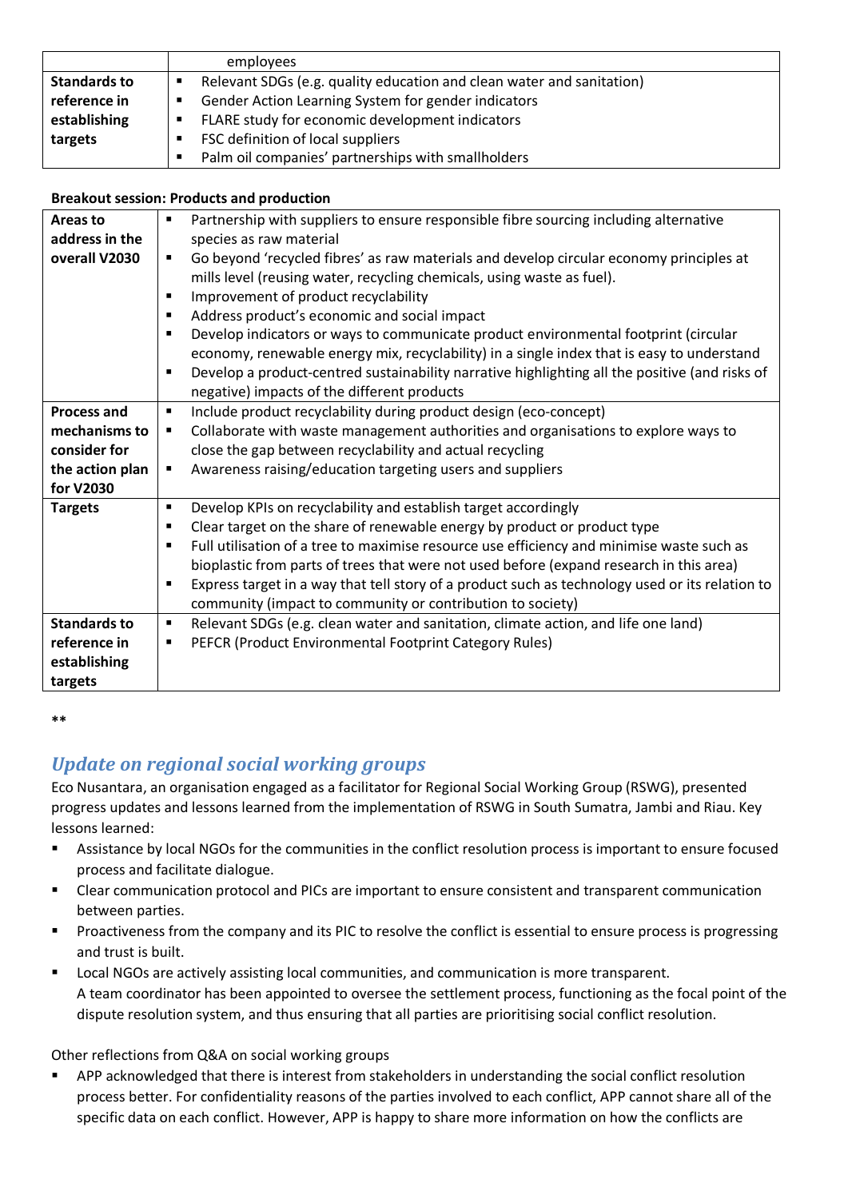| | employees |
|---|---|
| **Standards to reference in establishing targets** | ▪ Relevant SDGs (e.g. quality education and clean water and sanitation)<br>▪ Gender Action Learning System for gender indicators<br>▪ FLARE study for economic development indicators<br>▪ FSC definition of local suppliers<br>▪ Palm oil companies' partnerships with smallholders |

**Breakout session: Products and production**

| | |
|---|---|
| **Areas to address in the overall V2030** | ▪ Partnership with suppliers to ensure responsible fibre sourcing including alternative species as raw material<br>▪ Go beyond 'recycled fibres' as raw materials and develop circular economy principles at mills level (reusing water, recycling chemicals, using waste as fuel).<br>▪ Improvement of product recyclability<br>▪ Address product's economic and social impact<br>▪ Develop indicators or ways to communicate product environmental footprint (circular economy, renewable energy mix, recyclability) in a single index that is easy to understand<br>▪ Develop a product-centred sustainability narrative highlighting all the positive (and risks of negative) impacts of the different products |
| **Process and mechanisms to consider for the action plan for V2030** | ▪ Include product recyclability during product design (eco-concept)<br>▪ Collaborate with waste management authorities and organisations to explore ways to close the gap between recyclability and actual recycling<br>▪ Awareness raising/education targeting users and suppliers |
| **Targets** | ▪ Develop KPIs on recyclability and establish target accordingly<br>▪ Clear target on the share of renewable energy by product or product type<br>▪ Full utilisation of a tree to maximise resource use efficiency and minimise waste such as bioplastic from parts of trees that were not used before (expand research in this area)<br>▪ Express target in a way that tell story of a product such as technology used or its relation to community (impact to community or contribution to society) |
| **Standards to reference in establishing targets** | ▪ Relevant SDGs (e.g. clean water and sanitation, climate action, and life one land)<br>▪ PEFCR (Product Environmental Footprint Category Rules) |

**

## *Update on regional social working groups*

Eco Nusantara, an organisation engaged as a facilitator for Regional Social Working Group (RSWG), presented progress updates and lessons learned from the implementation of RSWG in South Sumatra, Jambi and Riau. Key lessons learned:

- Assistance by local NGOs for the communities in the conflict resolution process is important to ensure focused process and facilitate dialogue.
- Clear communication protocol and PICs are important to ensure consistent and transparent communication between parties.
- Proactiveness from the company and its PIC to resolve the conflict is essential to ensure process is progressing and trust is built.
- Local NGOs are actively assisting local communities, and communication is more transparent.
  A team coordinator has been appointed to oversee the settlement process, functioning as the focal point of the dispute resolution system, and thus ensuring that all parties are prioritising social conflict resolution.

Other reflections from Q&A on social working groups

- APP acknowledged that there is interest from stakeholders in understanding the social conflict resolution process better. For confidentiality reasons of the parties involved to each conflict, APP cannot share all of the specific data on each conflict. However, APP is happy to share more information on how the conflicts are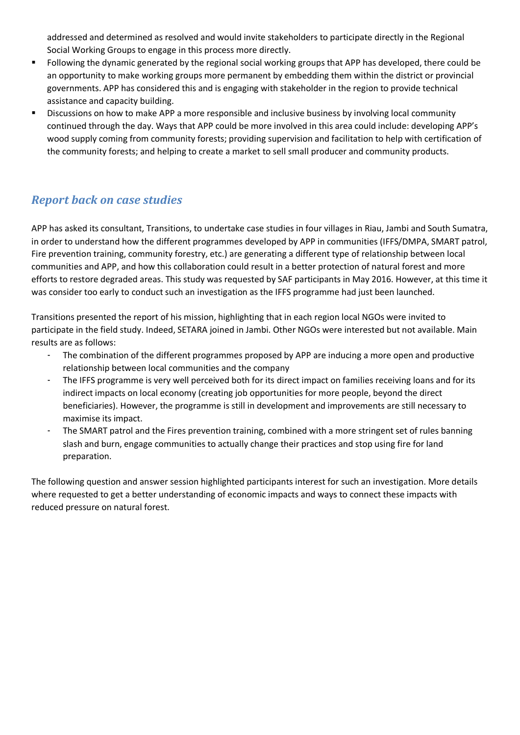addressed and determined as resolved and would invite stakeholders to participate directly in the Regional Social Working Groups to engage in this process more directly.

- Following the dynamic generated by the regional social working groups that APP has developed, there could be an opportunity to make working groups more permanent by embedding them within the district or provincial governments. APP has considered this and is engaging with stakeholder in the region to provide technical assistance and capacity building.
- Discussions on how to make APP a more responsible and inclusive business by involving local community continued through the day. Ways that APP could be more involved in this area could include: developing APP's wood supply coming from community forests; providing supervision and facilitation to help with certification of the community forests; and helping to create a market to sell small producer and community products.

## *Report back on case studies*

APP has asked its consultant, Transitions, to undertake case studies in four villages in Riau, Jambi and South Sumatra, in order to understand how the different programmes developed by APP in communities (IFFS/DMPA, SMART patrol, Fire prevention training, community forestry, etc.) are generating a different type of relationship between local communities and APP, and how this collaboration could result in a better protection of natural forest and more efforts to restore degraded areas. This study was requested by SAF participants in May 2016. However, at this time it was consider too early to conduct such an investigation as the IFFS programme had just been launched.

Transitions presented the report of his mission, highlighting that in each region local NGOs were invited to participate in the field study. Indeed, SETARA joined in Jambi. Other NGOs were interested but not available. Main results are as follows:

- The combination of the different programmes proposed by APP are inducing a more open and productive relationship between local communities and the company
- The IFFS programme is very well perceived both for its direct impact on families receiving loans and for its indirect impacts on local economy (creating job opportunities for more people, beyond the direct beneficiaries). However, the programme is still in development and improvements are still necessary to maximise its impact.
- The SMART patrol and the Fires prevention training, combined with a more stringent set of rules banning slash and burn, engage communities to actually change their practices and stop using fire for land preparation.

The following question and answer session highlighted participants interest for such an investigation. More details where requested to get a better understanding of economic impacts and ways to connect these impacts with reduced pressure on natural forest.